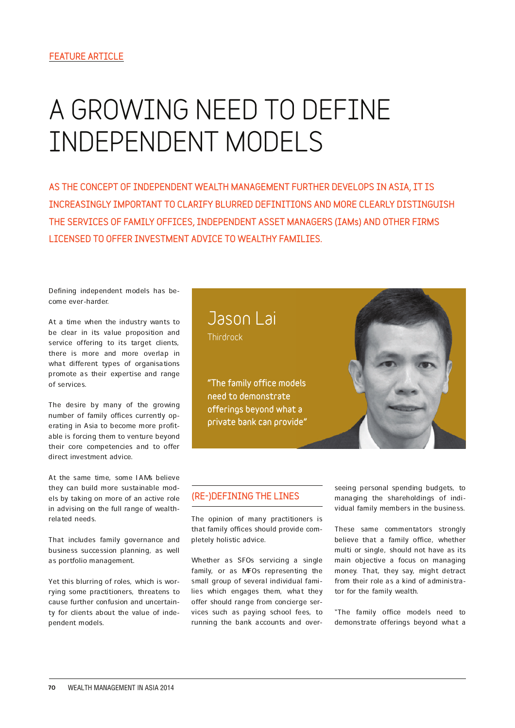FEATURE ARTICLE

# A GROWING NEED TO DEFINE INDEPENDENT MODELS

**AS THE CONCEPT OF INDEPENDENT WEALTH MANAGEMENT FURTHER DEVELOPS IN ASIA, IT IS INCREASINGLY IMPORTANT TO CLARIFY BLURRED DEFINITIONS AND MORE CLEARLY DISTINGUISH THE SERVICES OF FAMILY OFFICES, INDEPENDENT ASSET MANAGERS (IAMs) AND OTHER FIRMS LICENSED TO OFFER INVESTMENT ADVICE TO WEALTHY FAMILIES.**

Defining independent models has become ever-harder.

At a time when the industry wants to be clear in its value proposition and service offering to its target clients, there is more and more overlap in what different types of organisations promote as their expertise and range of services.

The desire by many of the growing number of family offices currently operating in Asia to become more profitable is forcing them to venture beyond their core competencies and to offer direct investment advice.

At the same time, some IAMs believe they can build more sustainable models by taking on more of an active role in advising on the full range of wealth-related needs.

That includes family governance and business succession planning, as well as portfolio management.

Yet this blurring of roles, which is worrying some practitioners, threatens to cause further confusion and uncertainty for clients about the value of independent models.

**Jason Lai**
Thirdrock

"The family office models need to demonstrate offerings beyond what a private bank can provide"

## (RE-)DEFINING THE LINES

The opinion of many practitioners is that family offices should provide completely holistic advice.

Whether as SFOs servicing a single family, or as MFOs representing the small group of several individual families which engages them, what they offer should range from concierge services such as paying school fees, to running the bank accounts and overseeing personal spending budgets, to managing the shareholdings of individual family members in the business.

These same commentators strongly believe that a family office, whether multi or single, should not have as its main objective a focus on managing money. That, they say, might detract from their role as a kind of administrator for the family wealth.

"The family office models need to demonstrate offerings beyond what a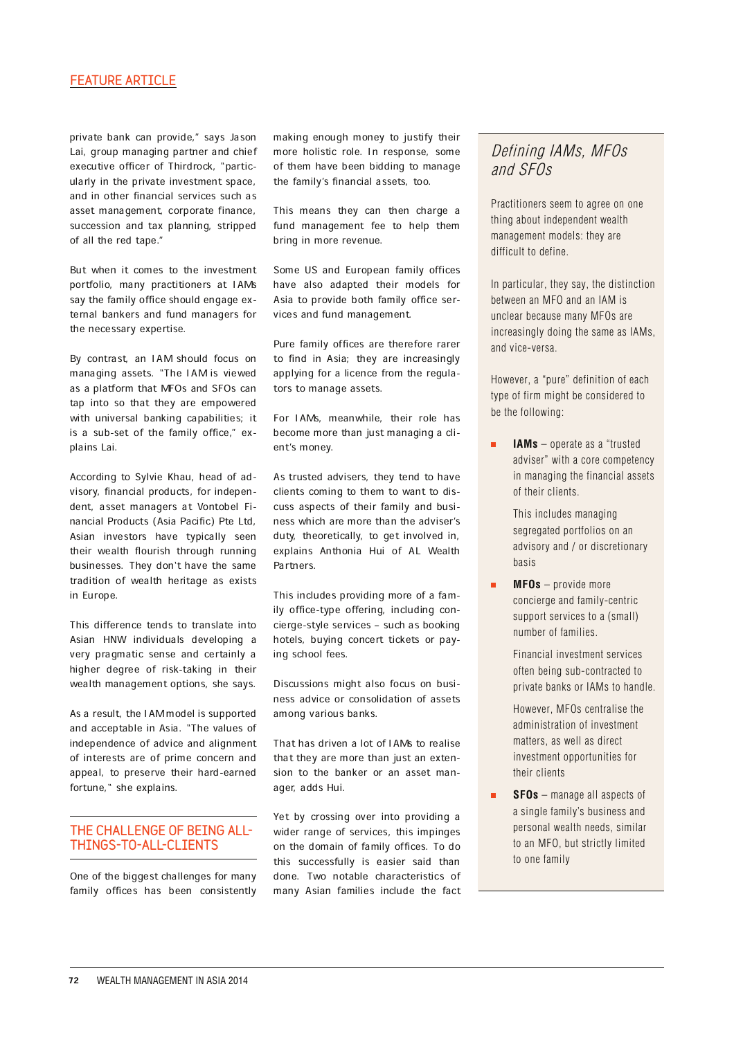private bank can provide," says Jason Lai, group managing partner and chief executive officer of Thirdrock, "particularly in the private investment space, and in other financial services such as asset management, corporate finance, succession and tax planning, stripped of all the red tape."

But when it comes to the investment portfolio, many practitioners at IAMs say the family office should engage external bankers and fund managers for the necessary expertise.

By contrast, an IAM should focus on managing assets. "The IAM is viewed as a platform that MFOs and SFOs can tap into so that they are empowered with universal banking capabilities; it is a sub-set of the family office," explains Lai.

According to Sylvie Khau, head of advisory, financial products, for independent, asset managers at Vontobel Financial Products (Asia Pacific) Pte Ltd, Asian investors have typically seen their wealth flourish through running businesses. They don't have the same tradition of wealth heritage as exists in Europe.

This difference tends to translate into Asian HNW individuals developing a very pragmatic sense and certainly a higher degree of risk-taking in their wealth management options, she says.

As a result, the IAM model is supported and acceptable in Asia. "The values of independence of advice and alignment of interests are of prime concern and appeal, to preserve their hard-earned fortune," she explains.

## THE CHALLENGE OF BEING ALL-THINGS-TO-ALL-CLIENTS

One of the biggest challenges for many family offices has been consistently making enough money to justify their more holistic role. In response, some of them have been bidding to manage the family's financial assets, too.

This means they can then charge a fund management fee to help them bring in more revenue.

Some US and European family offices have also adapted their models for Asia to provide both family office services and fund management.

Pure family offices are therefore rarer to find in Asia; they are increasingly applying for a licence from the regulators to manage assets.

For IAMs, meanwhile, their role has become more than just managing a client's money.

As trusted advisers, they tend to have clients coming to them to want to discuss aspects of their family and business which are more than the adviser's duty, theoretically, to get involved in, explains Anthonia Hui of AL Wealth Partners.

This includes providing more of a family office-type offering, including concierge-style services – such as booking hotels, buying concert tickets or paying school fees.

Discussions might also focus on business advice or consolidation of assets among various banks.

That has driven a lot of IAMs to realise that they are more than just an extension to the banker or an asset manager, adds Hui.

Yet by crossing over into providing a wider range of services, this impinges on the domain of family offices. To do this successfully is easier said than done. Two notable characteristics of many Asian families include the fact

## *Defining IAMs, MFOs and SFOs*

Practitioners seem to agree on one thing about independent wealth management models: they are difficult to define.

In particular, they say, the distinction between an MFO and an IAM is unclear because many MFOs are increasingly doing the same as IAMs, and vice-versa.

However, a "pure" definition of each type of firm might be considered to be the following:

- **IAMs** – operate as a "trusted adviser" with a core competency in managing the financial assets of their clients.

  This includes managing segregated portfolios on an advisory and / or discretionary basis

- **MFOs** – provide more concierge and family-centric support services to a (small) number of families.

  Financial investment services often being sub-contracted to private banks or IAMs to handle.

  However, MFOs centralise the administration of investment matters, as well as direct investment opportunities for their clients

- **SFOs** – manage all aspects of a single family's business and personal wealth needs, similar to an MFO, but strictly limited to one family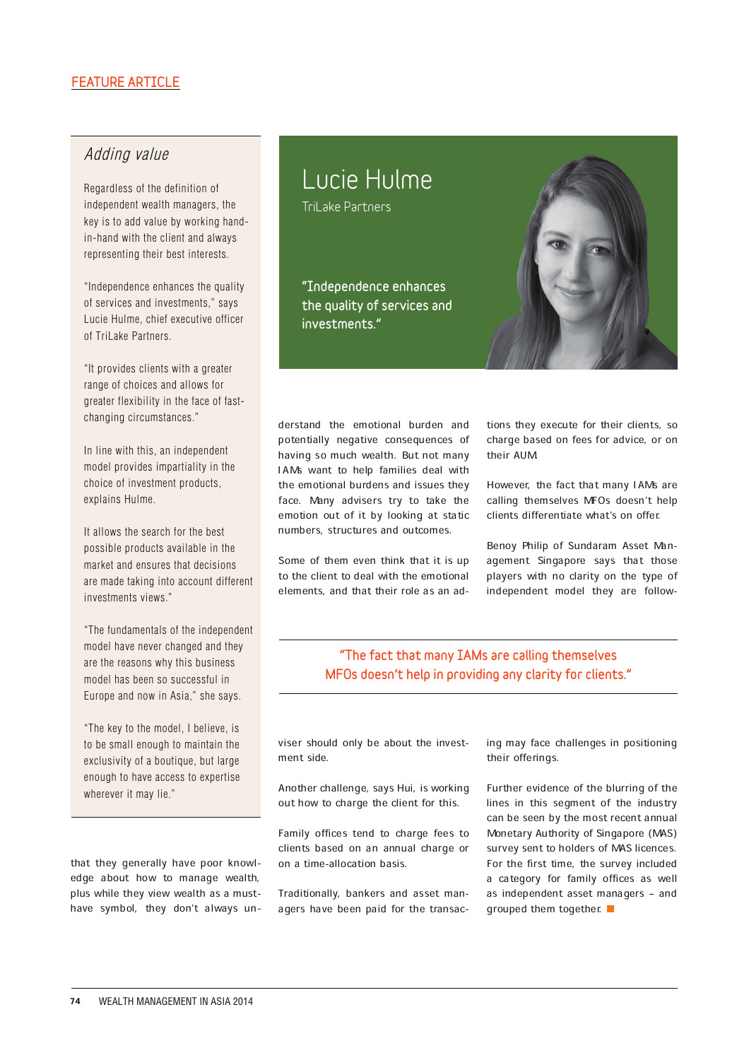## Adding value

Regardless of the definition of independent wealth managers, the key is to add value by working hand-in-hand with the client and always representing their best interests.

"Independence enhances the quality of services and investments," says Lucie Hulme, chief executive officer of TriLake Partners.

"It provides clients with a greater range of choices and allows for greater flexibility in the face of fast-changing circumstances."

In line with this, an independent model provides impartiality in the choice of investment products, explains Hulme.

It allows the search for the best possible products available in the market and ensures that decisions are made taking into account different investments views."

"The fundamentals of the independent model have never changed and they are the reasons why this business model has been so successful in Europe and now in Asia," she says.

"The key to the model, I believe, is to be small enough to maintain the exclusivity of a boutique, but large enough to have access to expertise wherever it may lie."

**Lucie Hulme**
TriLake Partners

"Independence enhances the quality of services and investments."

that they generally have poor knowledge about how to manage wealth, plus while they view wealth as a must-have symbol, they don't always understand the emotional burden and potentially negative consequences of having so much wealth. But not many IAMs want to help families deal with the emotional burdens and issues they face. Many advisers try to take the emotion out of it by looking at static numbers, structures and outcomes.

Some of them even think that it is up to the client to deal with the emotional elements, and that their role as an adviser should only be about the investment side.

Another challenge, says Hui, is working out how to charge the client for this.

Family offices tend to charge fees to clients based on an annual charge or on a time-allocation basis.

Traditionally, bankers and asset managers have been paid for the transactions they execute for their clients, so charge based on fees for advice, or on their AUM.

However, the fact that many IAMs are calling themselves MFOs doesn't help clients differentiate what's on offer.

Benoy Philip of Sundaram Asset Management Singapore says that those players with no clarity on the type of independent model they are following may face challenges in positioning their offerings.

"The fact that many IAMs are calling themselves MFOs doesn't help in providing any clarity for clients."

Further evidence of the blurring of the lines in this segment of the industry can be seen by the most recent annual Monetary Authority of Singapore (MAS) survey sent to holders of MAS licences. For the first time, the survey included a category for family offices as well as independent asset managers – and grouped them together.